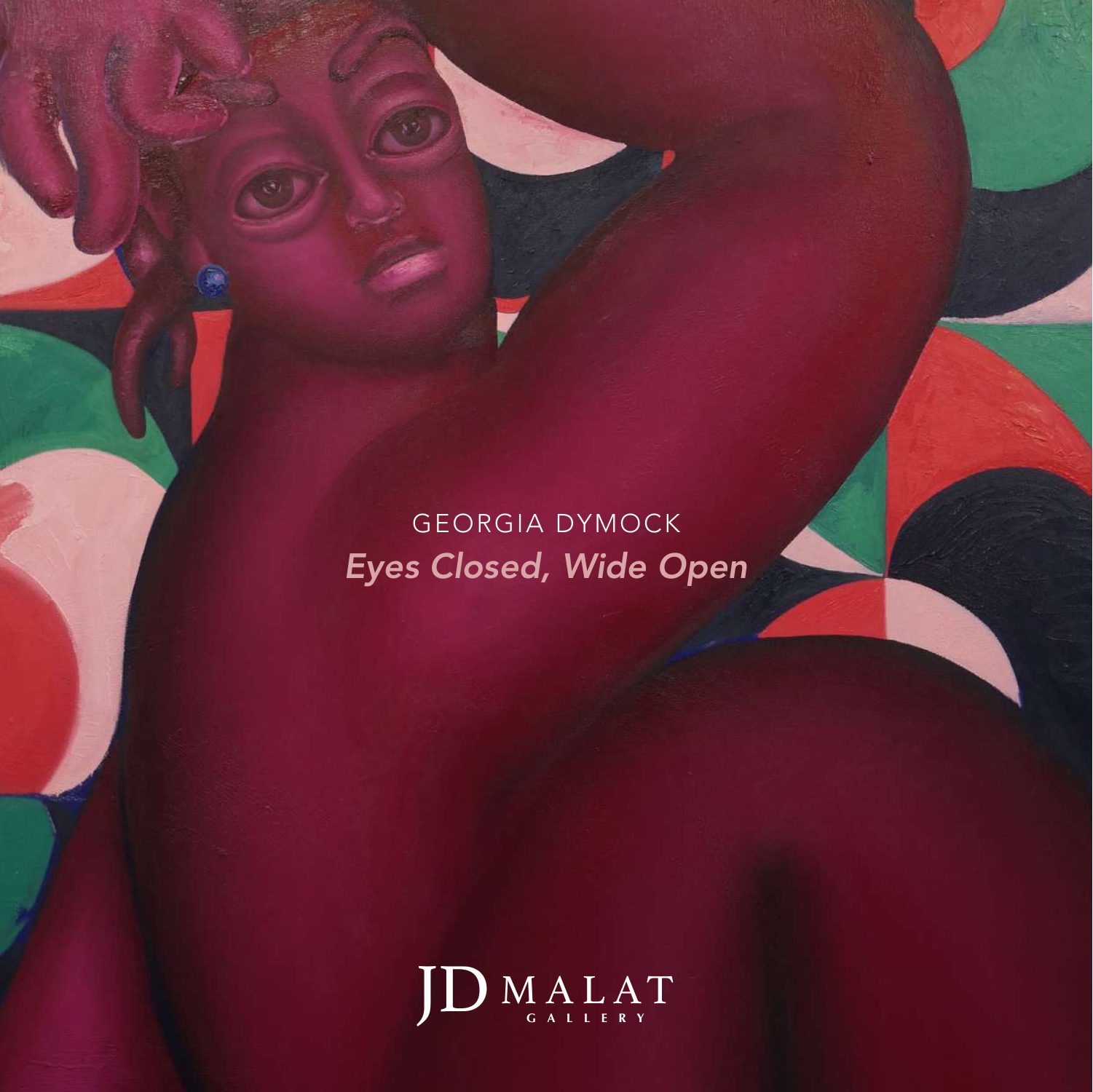GEORGIA DYMOCK

*Eyes Closed, Wide Open*

JD MALAT GALLERY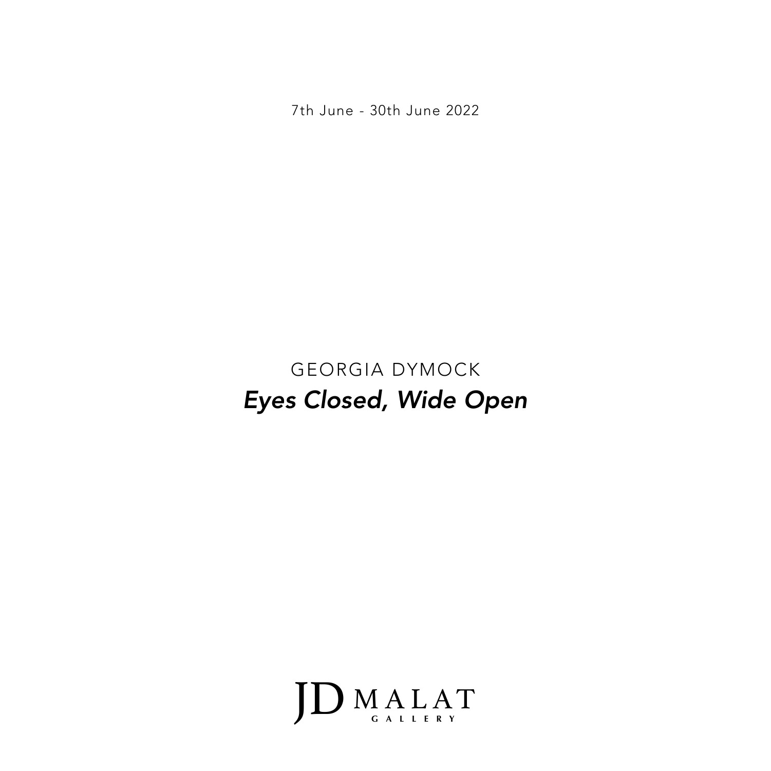7th June - 30th June 2022

GEORGIA DYMOCK

***Eyes Closed, Wide Open***

JD MALAT GALLERY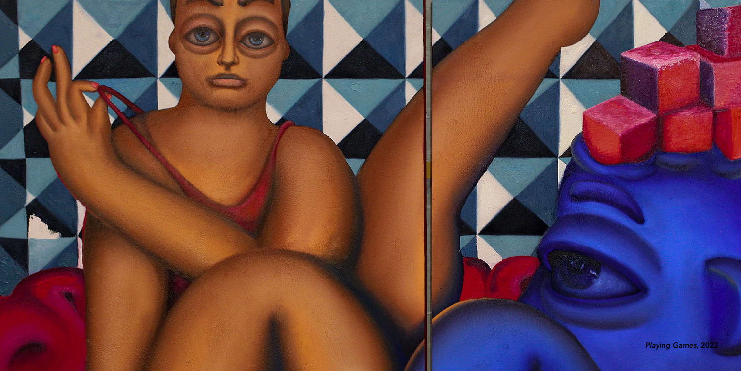*Playing Games, 2022*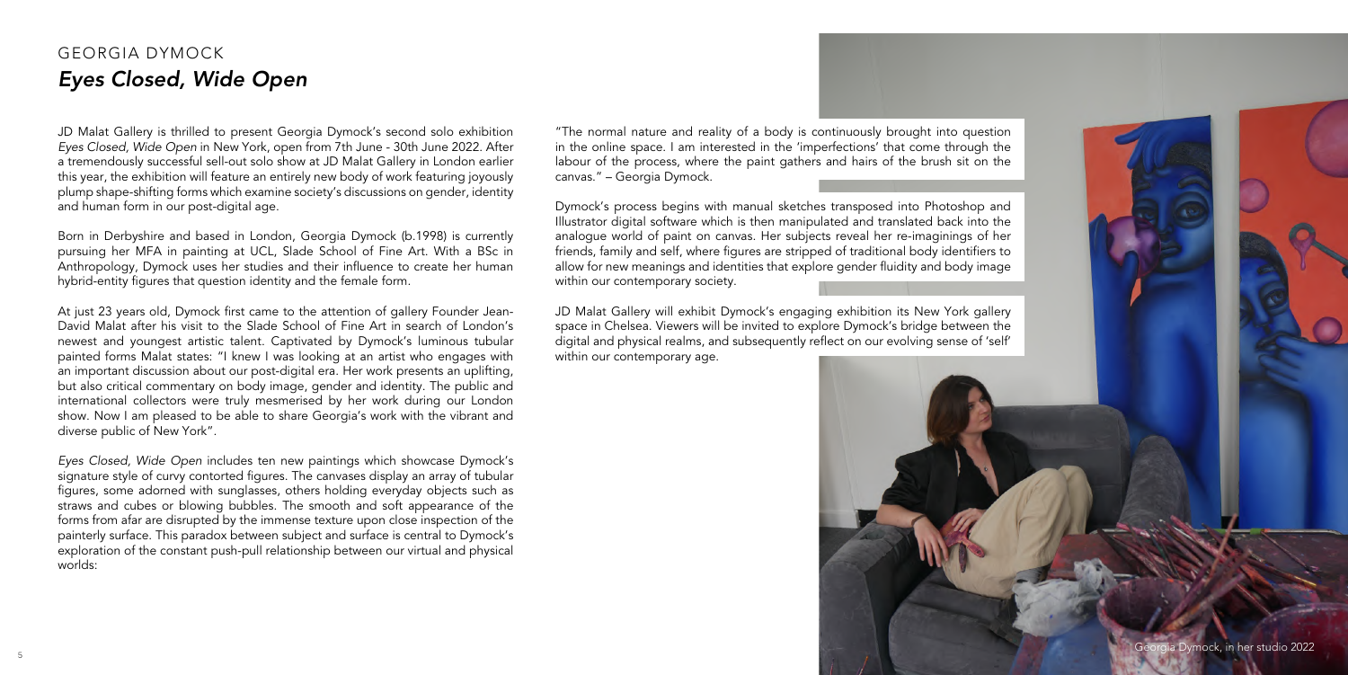# GEORGIA DYMOCK
## *Eyes Closed, Wide Open*

JD Malat Gallery is thrilled to present Georgia Dymock's second solo exhibition *Eyes Closed, Wide Open* in New York, open from 7th June - 30th June 2022. After a tremendously successful sell-out solo show at JD Malat Gallery in London earlier this year, the exhibition will feature an entirely new body of work featuring joyously plump shape-shifting forms which examine society's discussions on gender, identity and human form in our post-digital age.

Born in Derbyshire and based in London, Georgia Dymock (b.1998) is currently pursuing her MFA in painting at UCL, Slade School of Fine Art. With a BSc in Anthropology, Dymock uses her studies and their influence to create her human hybrid-entity figures that question identity and the female form.

At just 23 years old, Dymock first came to the attention of gallery Founder Jean-David Malat after his visit to the Slade School of Fine Art in search of London's newest and youngest artistic talent. Captivated by Dymock's luminous tubular painted forms Malat states: "I knew I was looking at an artist who engages with an important discussion about our post-digital era. Her work presents an uplifting, but also critical commentary on body image, gender and identity. The public and international collectors were truly mesmerised by her work during our London show. Now I am pleased to be able to share Georgia's work with the vibrant and diverse public of New York".

*Eyes Closed, Wide Open* includes ten new paintings which showcase Dymock's signature style of curvy contorted figures. The canvases display an array of tubular figures, some adorned with sunglasses, others holding everyday objects such as straws and cubes or blowing bubbles. The smooth and soft appearance of the forms from afar are disrupted by the immense texture upon close inspection of the painterly surface. This paradox between subject and surface is central to Dymock's exploration of the constant push-pull relationship between our virtual and physical worlds:

"The normal nature and reality of a body is continuously brought into question in the online space. I am interested in the 'imperfections' that come through the labour of the process, where the paint gathers and hairs of the brush sit on the canvas." – Georgia Dymock.

Dymock's process begins with manual sketches transposed into Photoshop and Illustrator digital software which is then manipulated and translated back into the analogue world of paint on canvas. Her subjects reveal her re-imaginings of her friends, family and self, where figures are stripped of traditional body identifiers to allow for new meanings and identities that explore gender fluidity and body image within our contemporary society.

JD Malat Gallery will exhibit Dymock's engaging exhibition its New York gallery space in Chelsea. Viewers will be invited to explore Dymock's bridge between the digital and physical realms, and subsequently reflect on our evolving sense of 'self' within our contemporary age.

Georgia Dymock, in her studio 2022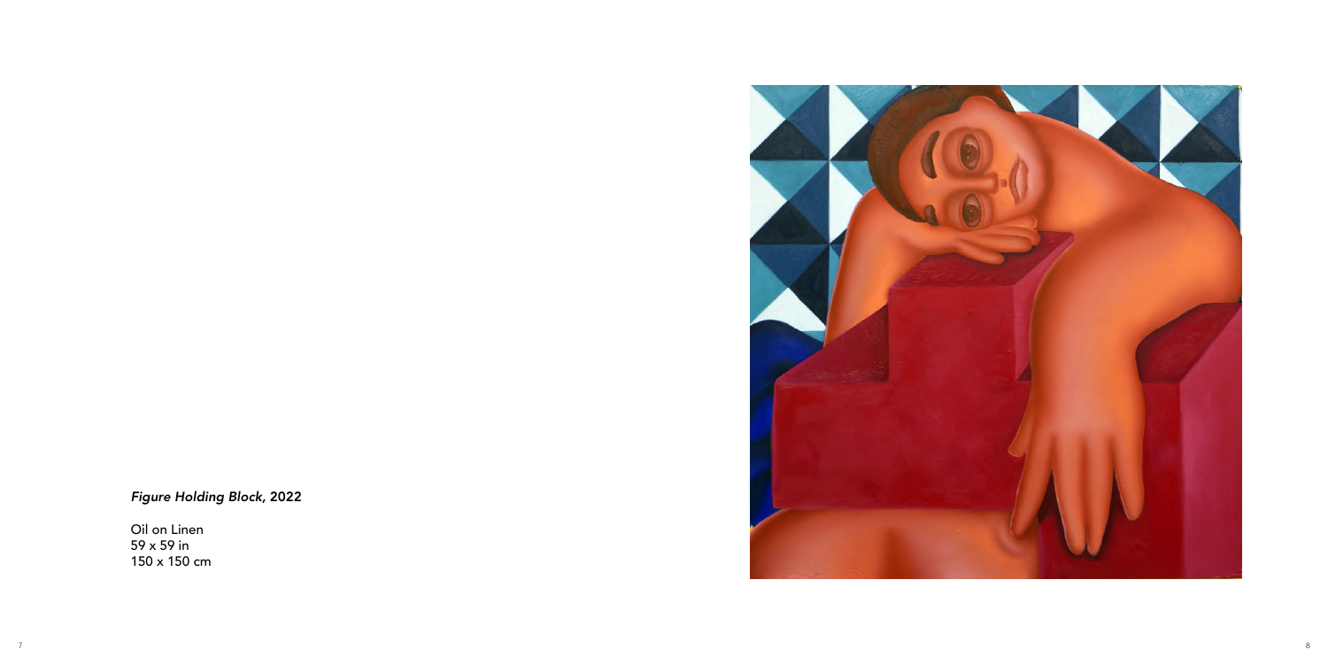*Figure Holding Block*, 2022

Oil on Linen
59 x 59 in
150 x 150 cm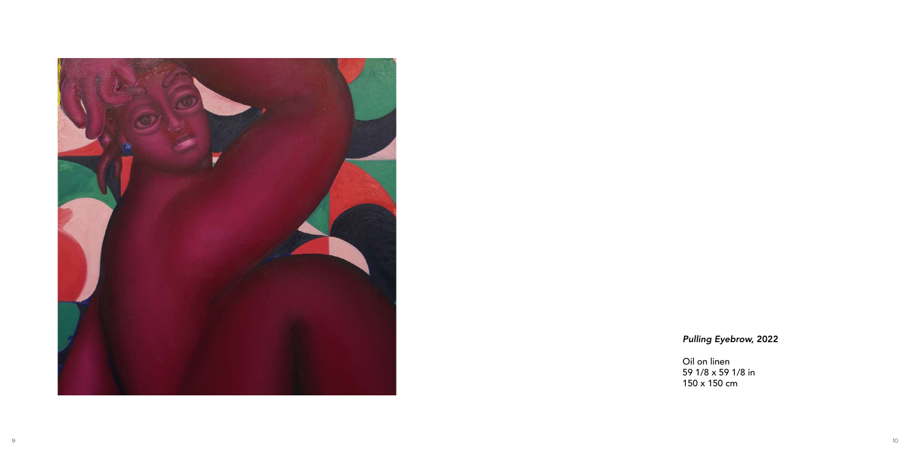***Pulling Eyebrow*, 2022**

Oil on linen
59 1/8 x 59 1/8 in
150 x 150 cm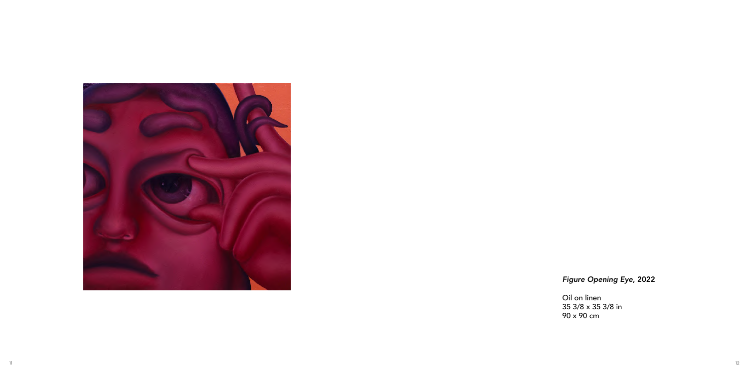*Figure Opening Eye,* **2022**

Oil on linen
35 3/8 x 35 3/8 in
90 x 90 cm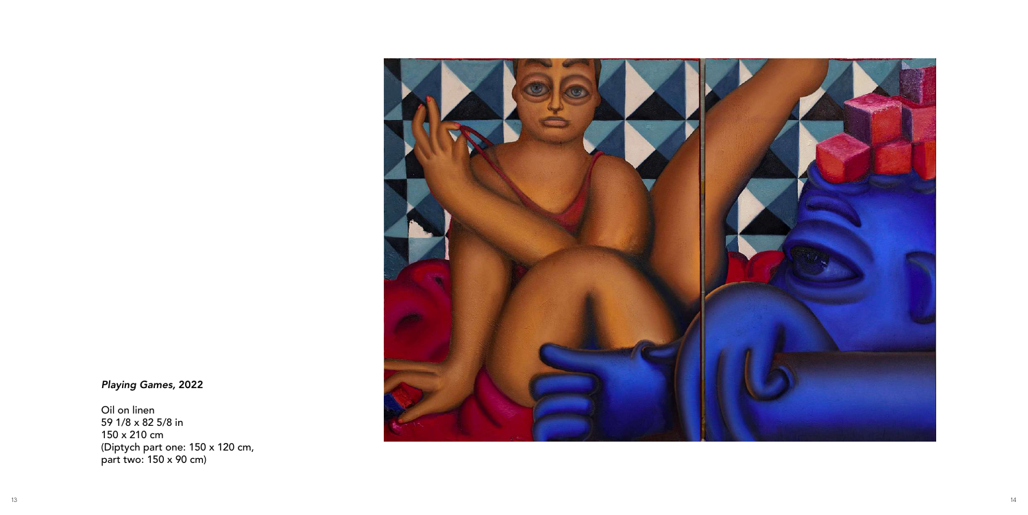***Playing Games*, 2022**

Oil on linen
59 1/8 x 82 5/8 in
150 x 210 cm
(Diptych part one: 150 x 120 cm,
part two: 150 x 90 cm)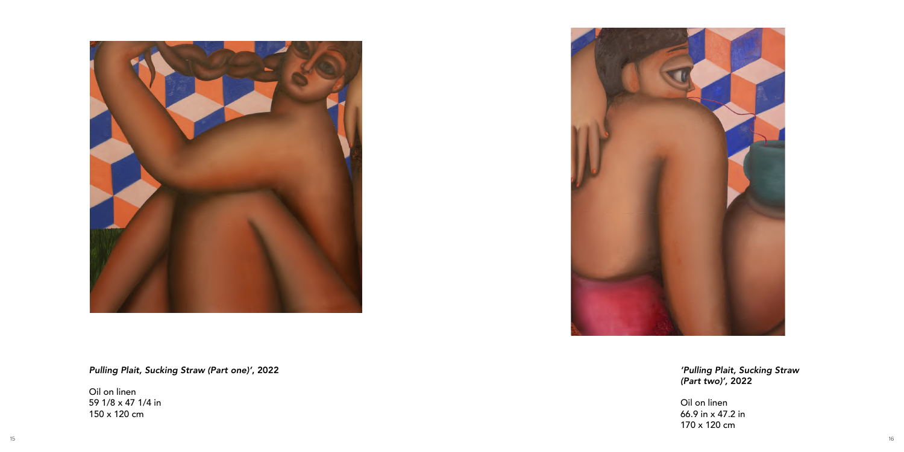*Pulling Plait, Sucking Straw (Part one)'*, **2022**

Oil on linen
59 1/8 x 47 1/4 in
150 x 120 cm

*'Pulling Plait, Sucking Straw (Part two)'*, **2022**

Oil on linen
66.9 in x 47.2 in
170 x 120 cm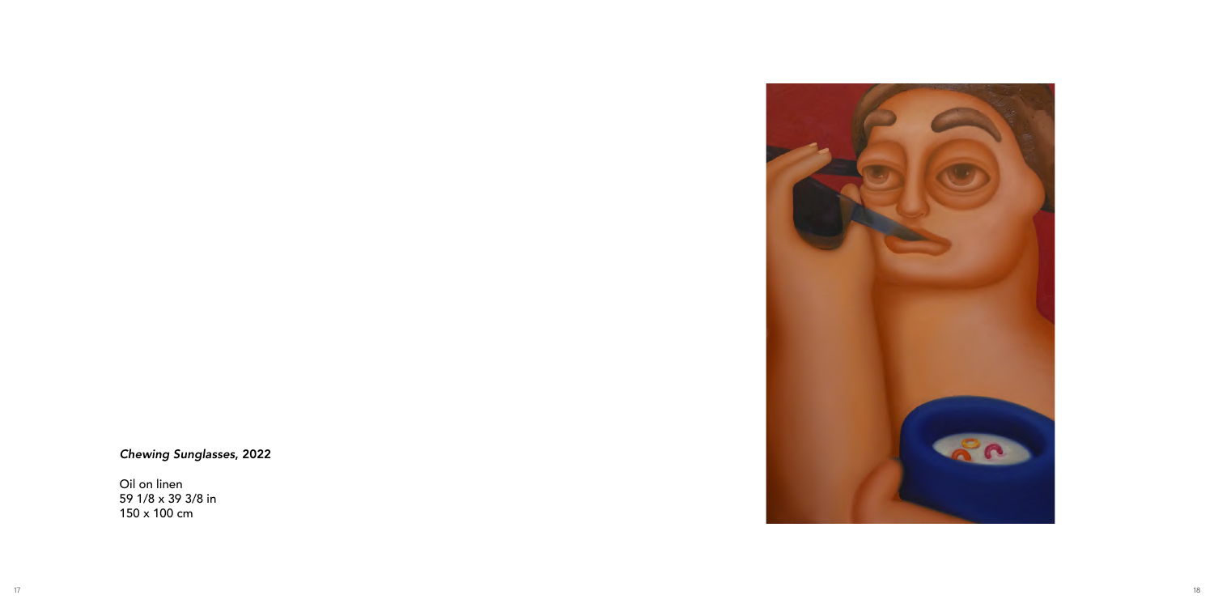***Chewing Sunglasses*, 2022**

Oil on linen
59 1/8 x 39 3/8 in
150 x 100 cm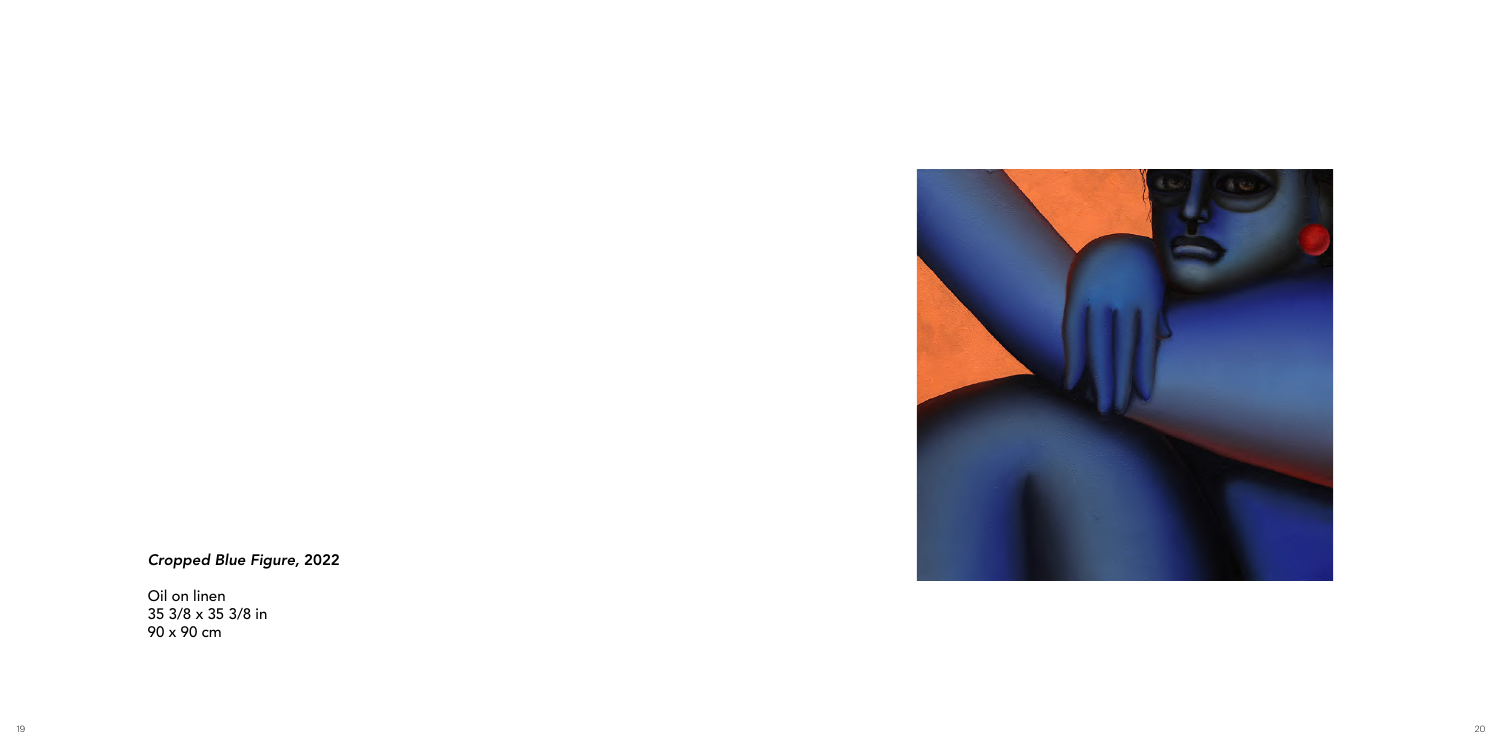*Cropped Blue Figure,* 2022

Oil on linen
35 3/8 x 35 3/8 in
90 x 90 cm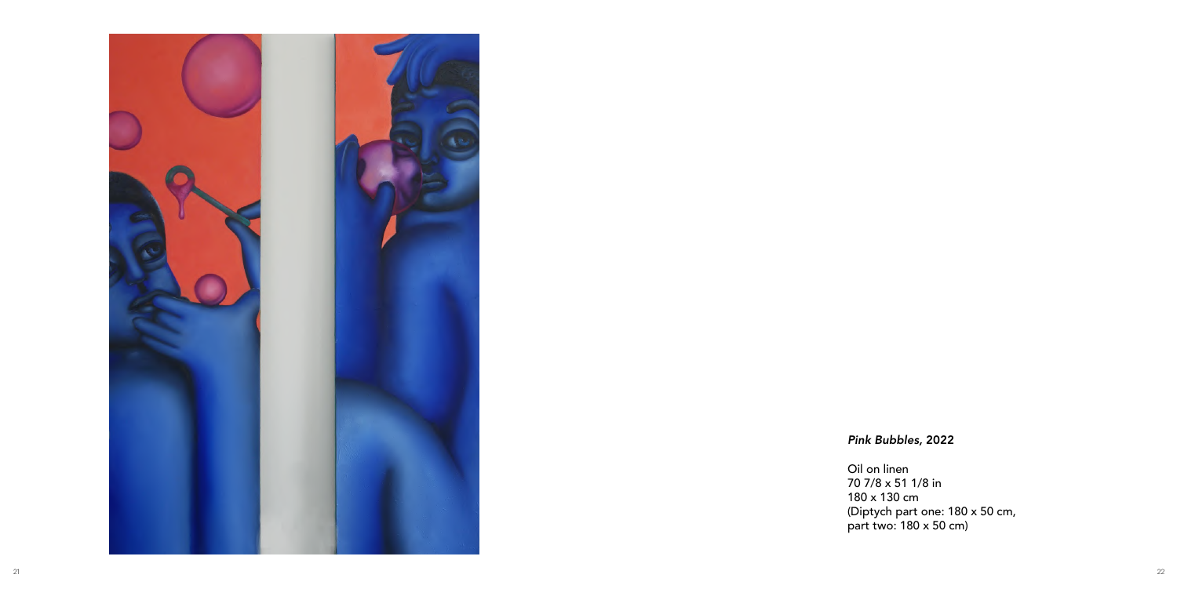***Pink Bubbles*, 2022**

Oil on linen
70 7/8 x 51 1/8 in
180 x 130 cm
(Diptych part one: 180 x 50 cm,
part two: 180 x 50 cm)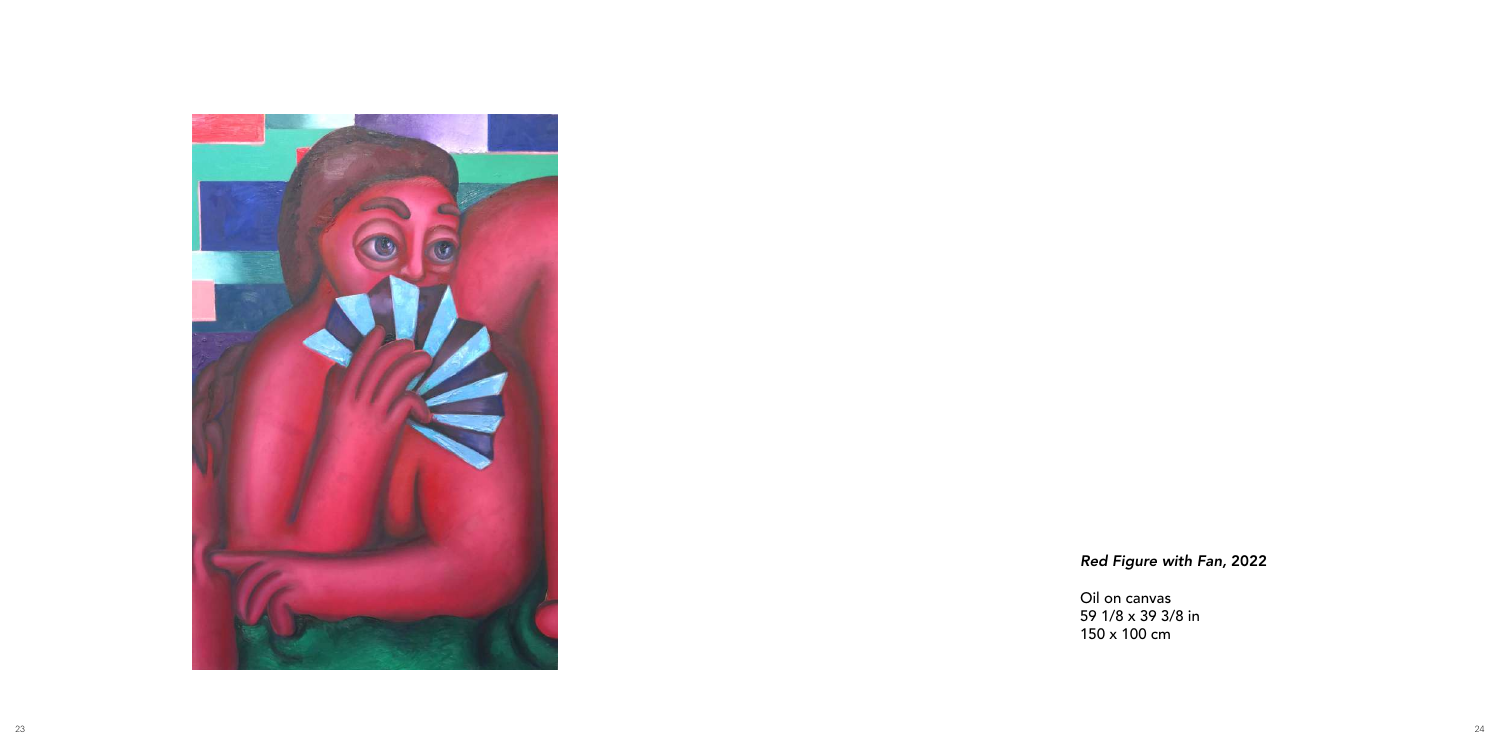*Red Figure with Fan,* 2022

Oil on canvas
59 1/8 x 39 3/8 in
150 x 100 cm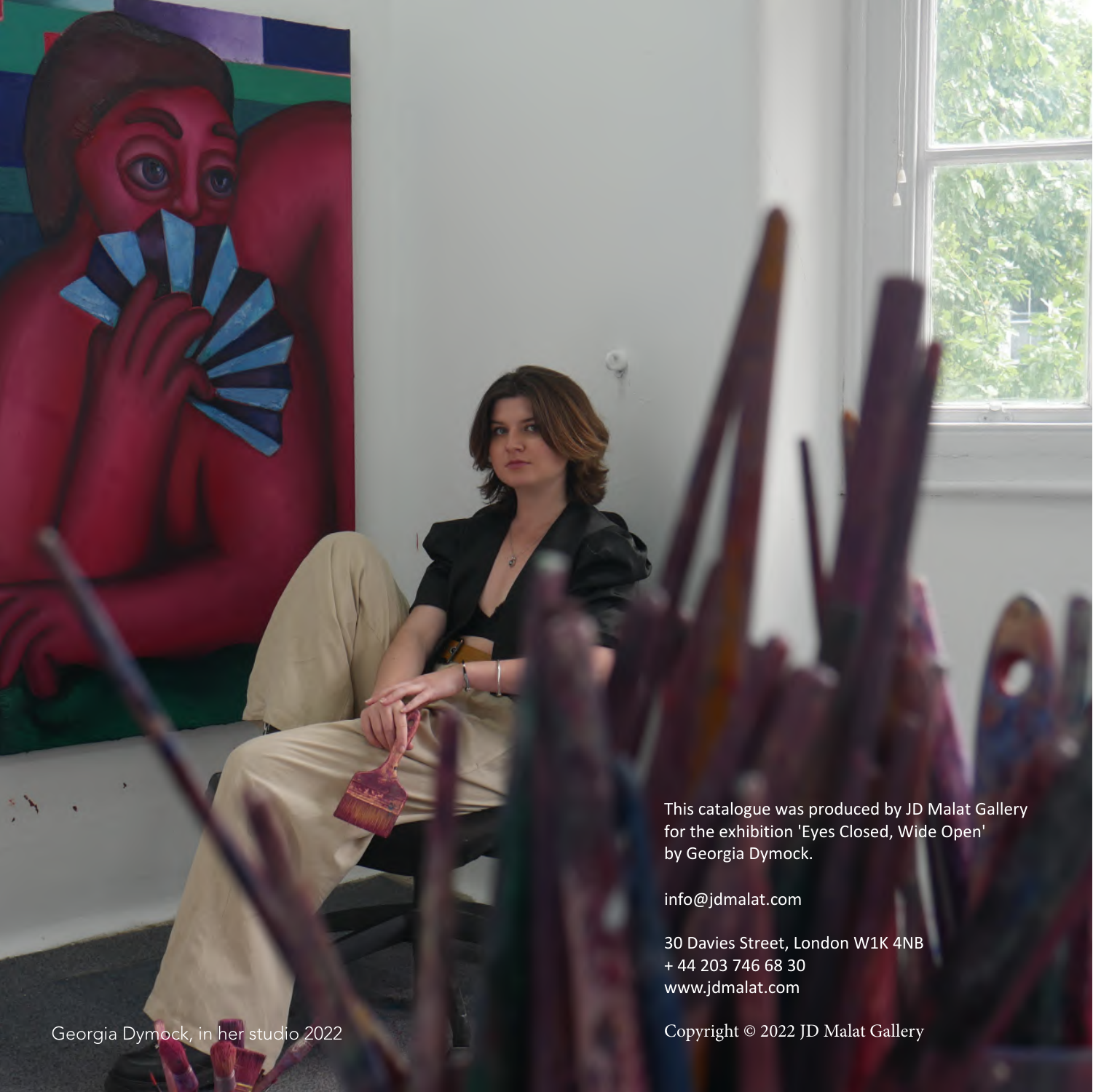Georgia Dymock, in her studio 2022

This catalogue was produced by JD Malat Gallery for the exhibition 'Eyes Closed, Wide Open' by Georgia Dymock.

info@jdmalat.com

30 Davies Street, London W1K 4NB
+ 44 203 746 68 30
www.jdmalat.com

Copyright © 2022 JD Malat Gallery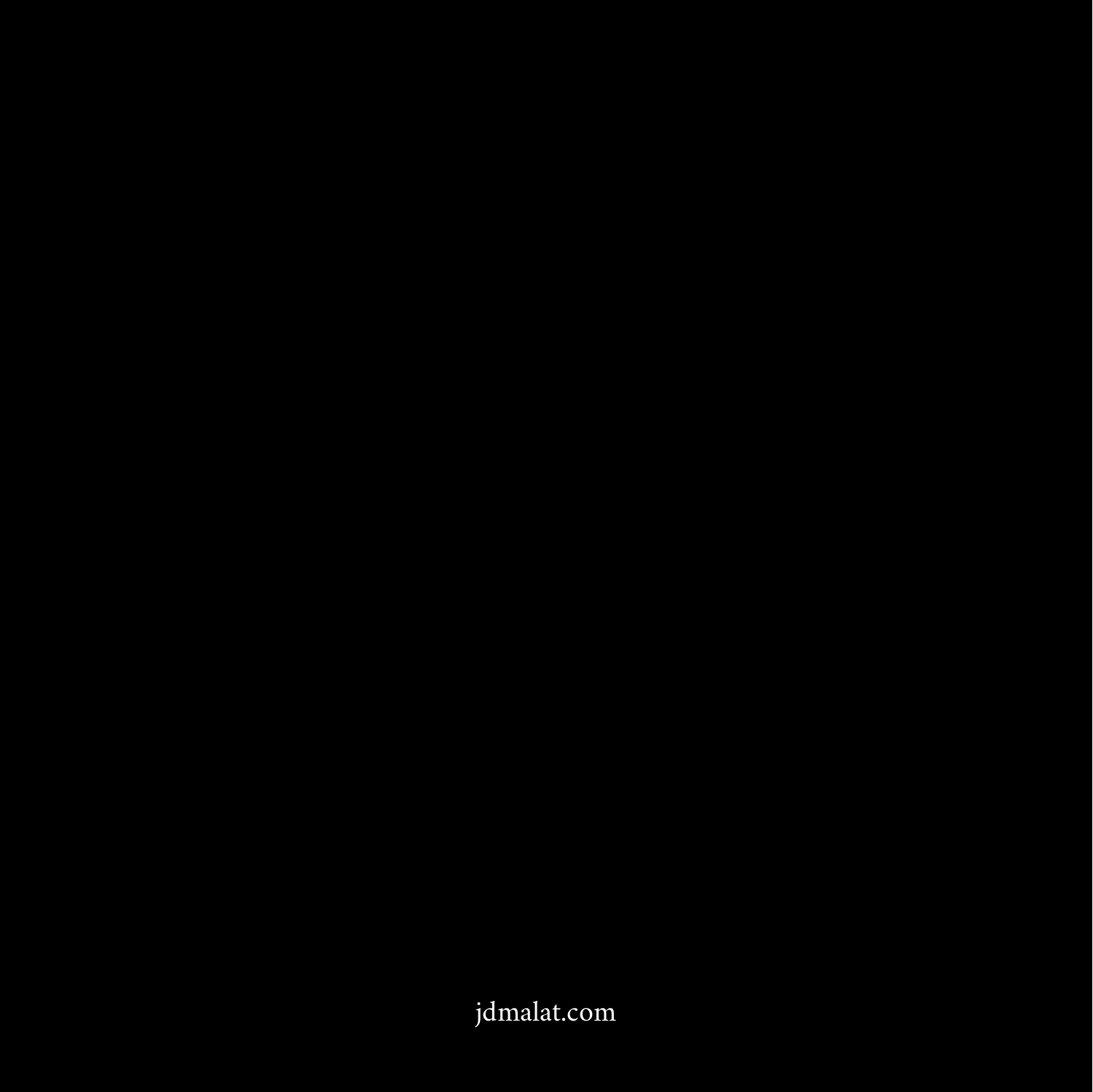jdmalat.com